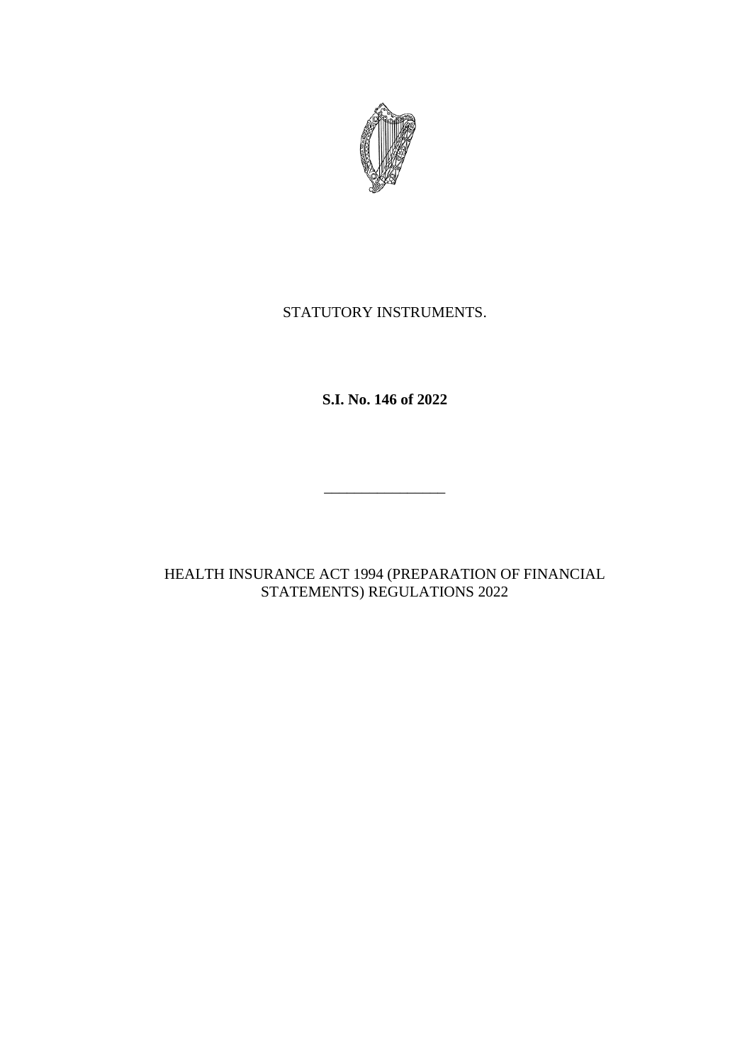STATUTORY INSTRUMENTS.

**S.I. No. 146 of 2022**

---

HEALTH INSURANCE ACT 1994 (PREPARATION OF FINANCIAL STATEMENTS) REGULATIONS 2022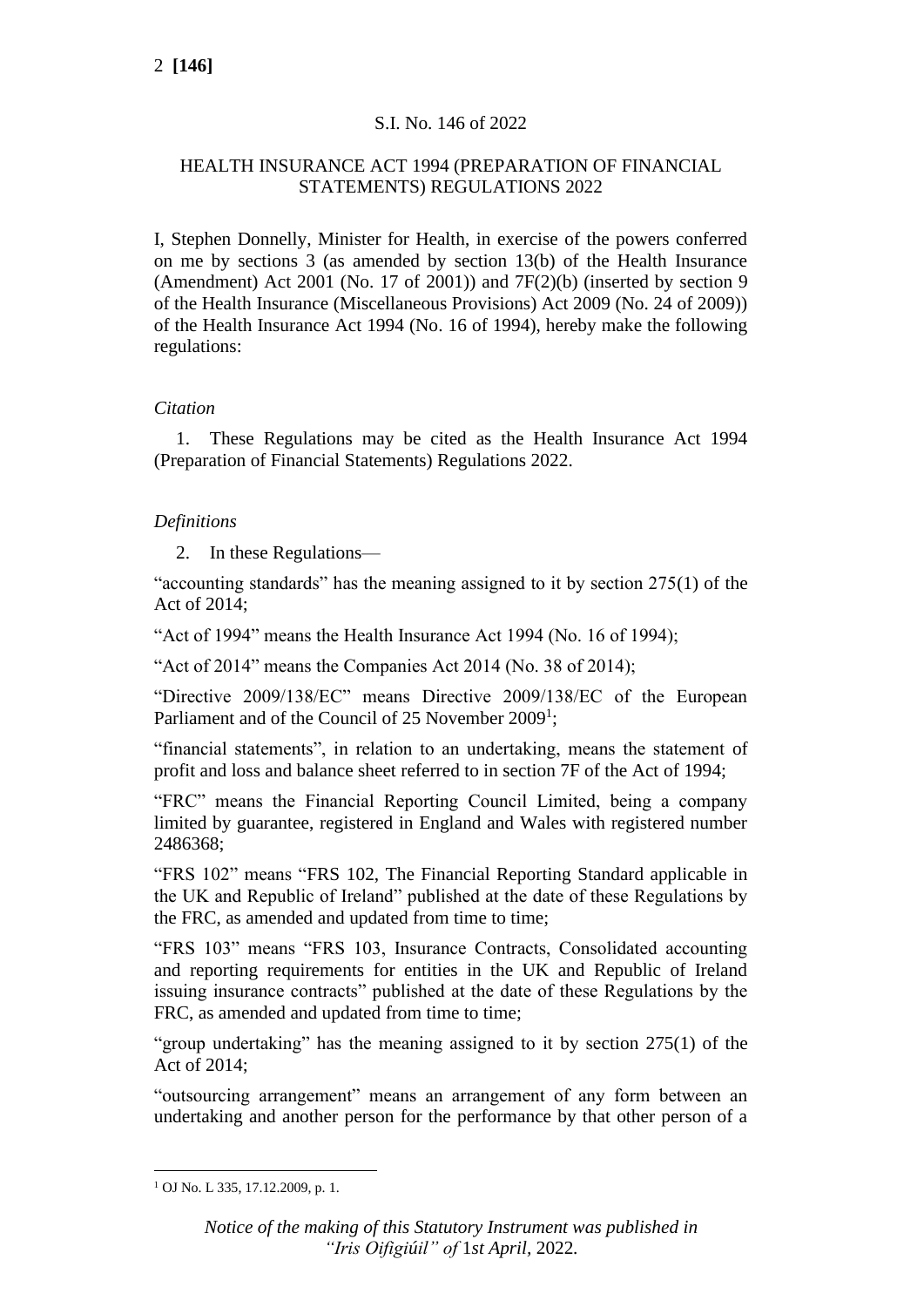S.I. No. 146 of 2022

HEALTH INSURANCE ACT 1994 (PREPARATION OF FINANCIAL STATEMENTS) REGULATIONS 2022

I, Stephen Donnelly, Minister for Health, in exercise of the powers conferred on me by sections 3 (as amended by section 13(b) of the Health Insurance (Amendment) Act 2001 (No. 17 of 2001)) and 7F(2)(b) (inserted by section 9 of the Health Insurance (Miscellaneous Provisions) Act 2009 (No. 24 of 2009)) of the Health Insurance Act 1994 (No. 16 of 1994), hereby make the following regulations:

*Citation*

1. These Regulations may be cited as the Health Insurance Act 1994 (Preparation of Financial Statements) Regulations 2022.

*Definitions*

2. In these Regulations—

"accounting standards" has the meaning assigned to it by section 275(1) of the Act of 2014;

"Act of 1994" means the Health Insurance Act 1994 (No. 16 of 1994);

"Act of 2014" means the Companies Act 2014 (No. 38 of 2014);

"Directive 2009/138/EC" means Directive 2009/138/EC of the European Parliament and of the Council of 25 November 2009[1];

"financial statements", in relation to an undertaking, means the statement of profit and loss and balance sheet referred to in section 7F of the Act of 1994;

"FRC" means the Financial Reporting Council Limited, being a company limited by guarantee, registered in England and Wales with registered number 2486368;

"FRS 102" means "FRS 102, The Financial Reporting Standard applicable in the UK and Republic of Ireland" published at the date of these Regulations by the FRC, as amended and updated from time to time;

"FRS 103" means "FRS 103, Insurance Contracts, Consolidated accounting and reporting requirements for entities in the UK and Republic of Ireland issuing insurance contracts" published at the date of these Regulations by the FRC, as amended and updated from time to time;

"group undertaking" has the meaning assigned to it by section 275(1) of the Act of 2014;

"outsourcing arrangement" means an arrangement of any form between an undertaking and another person for the performance by that other person of a

[1] OJ No. L 335, 17.12.2009, p. 1.

*Notice of the making of this Statutory Instrument was published in "Iris Oifigiúil" of* 1*st April*, 2022.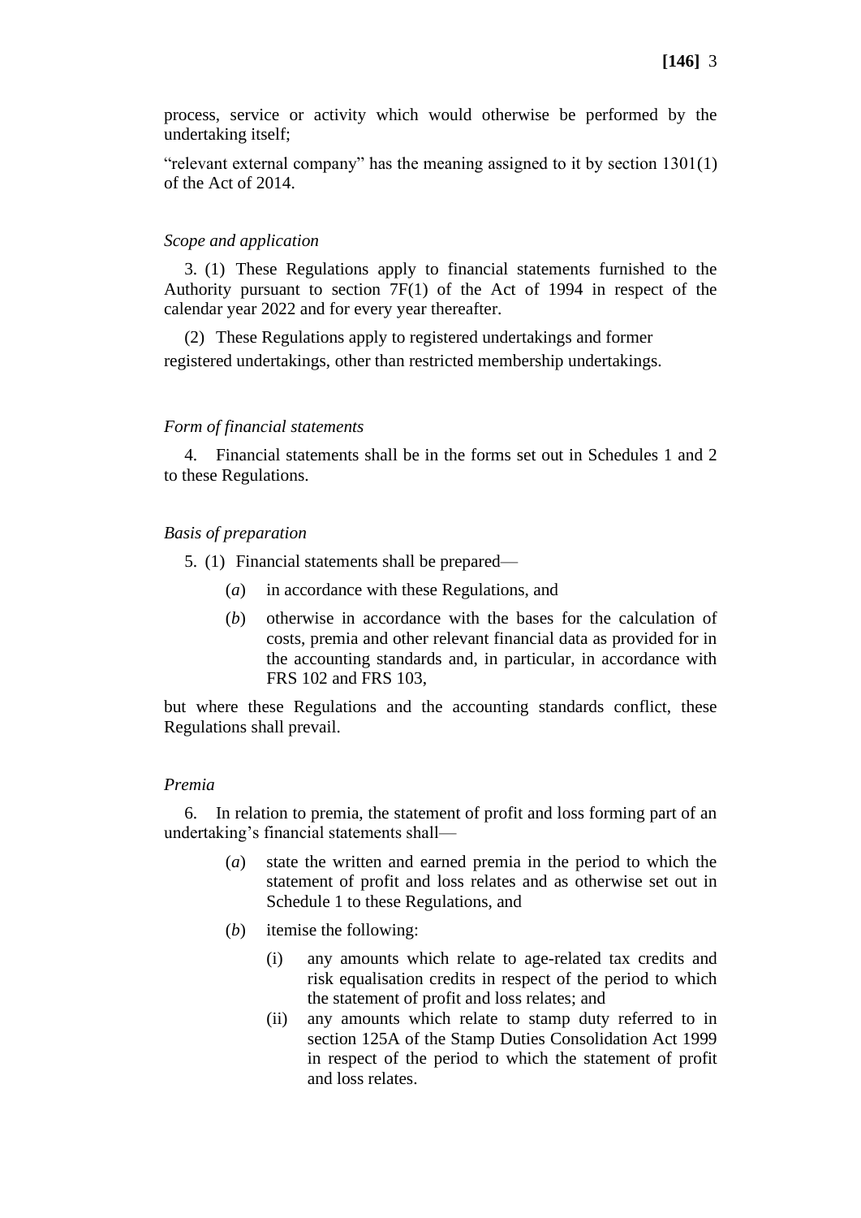process, service or activity which would otherwise be performed by the undertaking itself;

"relevant external company" has the meaning assigned to it by section 1301(1) of the Act of 2014.

*Scope and application*

3. (1) These Regulations apply to financial statements furnished to the Authority pursuant to section 7F(1) of the Act of 1994 in respect of the calendar year 2022 and for every year thereafter.

(2) These Regulations apply to registered undertakings and former registered undertakings, other than restricted membership undertakings.

*Form of financial statements*

4. Financial statements shall be in the forms set out in Schedules 1 and 2 to these Regulations.

*Basis of preparation*

5. (1) Financial statements shall be prepared—

- (*a*) in accordance with these Regulations, and
- (*b*) otherwise in accordance with the bases for the calculation of costs, premia and other relevant financial data as provided for in the accounting standards and, in particular, in accordance with FRS 102 and FRS 103,

but where these Regulations and the accounting standards conflict, these Regulations shall prevail.

*Premia*

6. In relation to premia, the statement of profit and loss forming part of an undertaking's financial statements shall—

- (*a*) state the written and earned premia in the period to which the statement of profit and loss relates and as otherwise set out in Schedule 1 to these Regulations, and
- (*b*) itemise the following:
  - (i) any amounts which relate to age-related tax credits and risk equalisation credits in respect of the period to which the statement of profit and loss relates; and
  - (ii) any amounts which relate to stamp duty referred to in section 125A of the Stamp Duties Consolidation Act 1999 in respect of the period to which the statement of profit and loss relates.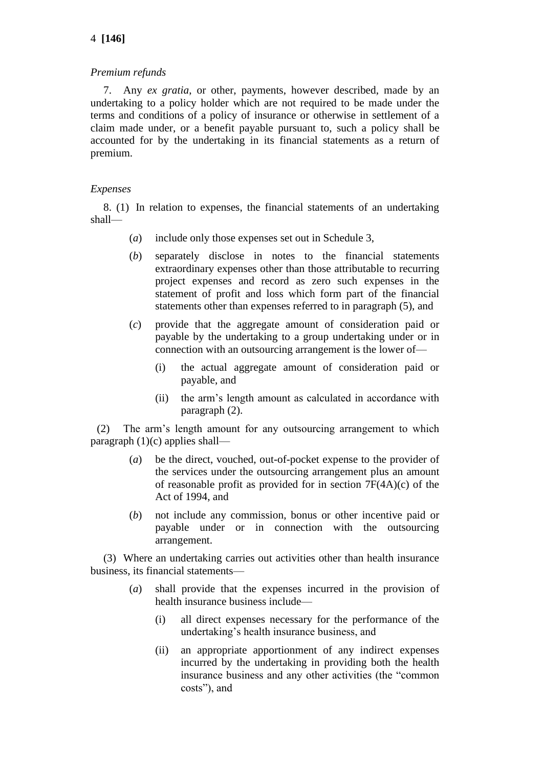*Premium refunds*

7. Any *ex gratia*, or other, payments, however described, made by an undertaking to a policy holder which are not required to be made under the terms and conditions of a policy of insurance or otherwise in settlement of a claim made under, or a benefit payable pursuant to, such a policy shall be accounted for by the undertaking in its financial statements as a return of premium.

*Expenses*

8. (1) In relation to expenses, the financial statements of an undertaking shall—

(*a*) include only those expenses set out in Schedule 3,

(*b*) separately disclose in notes to the financial statements extraordinary expenses other than those attributable to recurring project expenses and record as zero such expenses in the statement of profit and loss which form part of the financial statements other than expenses referred to in paragraph (5), and

(*c*) provide that the aggregate amount of consideration paid or payable by the undertaking to a group undertaking under or in connection with an outsourcing arrangement is the lower of—

(i) the actual aggregate amount of consideration paid or payable, and

(ii) the arm's length amount as calculated in accordance with paragraph (2).

(2) The arm's length amount for any outsourcing arrangement to which paragraph (1)(c) applies shall—

(*a*) be the direct, vouched, out-of-pocket expense to the provider of the services under the outsourcing arrangement plus an amount of reasonable profit as provided for in section 7F(4A)(c) of the Act of 1994, and

(*b*) not include any commission, bonus or other incentive paid or payable under or in connection with the outsourcing arrangement.

(3) Where an undertaking carries out activities other than health insurance business, its financial statements—

(*a*) shall provide that the expenses incurred in the provision of health insurance business include—

(i) all direct expenses necessary for the performance of the undertaking's health insurance business, and

(ii) an appropriate apportionment of any indirect expenses incurred by the undertaking in providing both the health insurance business and any other activities (the "common costs"), and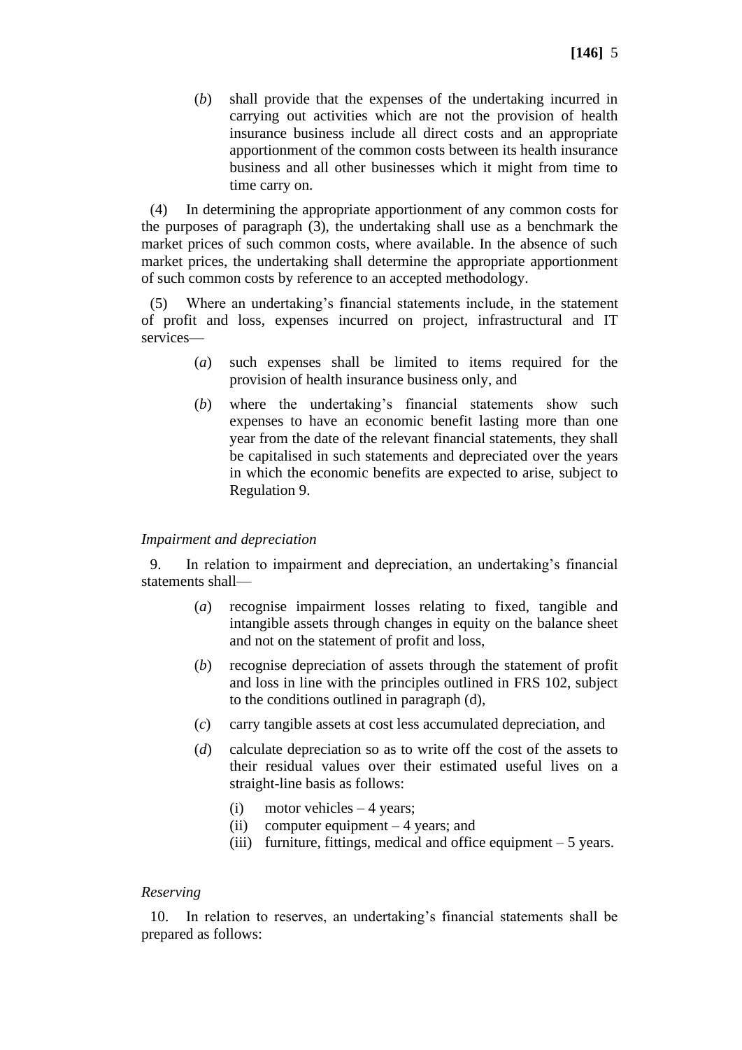(*b*) shall provide that the expenses of the undertaking incurred in carrying out activities which are not the provision of health insurance business include all direct costs and an appropriate apportionment of the common costs between its health insurance business and all other businesses which it might from time to time carry on.

(4) In determining the appropriate apportionment of any common costs for the purposes of paragraph (3), the undertaking shall use as a benchmark the market prices of such common costs, where available. In the absence of such market prices, the undertaking shall determine the appropriate apportionment of such common costs by reference to an accepted methodology.

(5) Where an undertaking's financial statements include, in the statement of profit and loss, expenses incurred on project, infrastructural and IT services—

(*a*) such expenses shall be limited to items required for the provision of health insurance business only, and

(*b*) where the undertaking's financial statements show such expenses to have an economic benefit lasting more than one year from the date of the relevant financial statements, they shall be capitalised in such statements and depreciated over the years in which the economic benefits are expected to arise, subject to Regulation 9.

*Impairment and depreciation*

9. In relation to impairment and depreciation, an undertaking's financial statements shall—

(*a*) recognise impairment losses relating to fixed, tangible and intangible assets through changes in equity on the balance sheet and not on the statement of profit and loss,

(*b*) recognise depreciation of assets through the statement of profit and loss in line with the principles outlined in FRS 102, subject to the conditions outlined in paragraph (d),

(*c*) carry tangible assets at cost less accumulated depreciation, and

(*d*) calculate depreciation so as to write off the cost of the assets to their residual values over their estimated useful lives on a straight-line basis as follows:

(i) motor vehicles – 4 years;
(ii) computer equipment – 4 years; and
(iii) furniture, fittings, medical and office equipment – 5 years.

*Reserving*

10. In relation to reserves, an undertaking's financial statements shall be prepared as follows: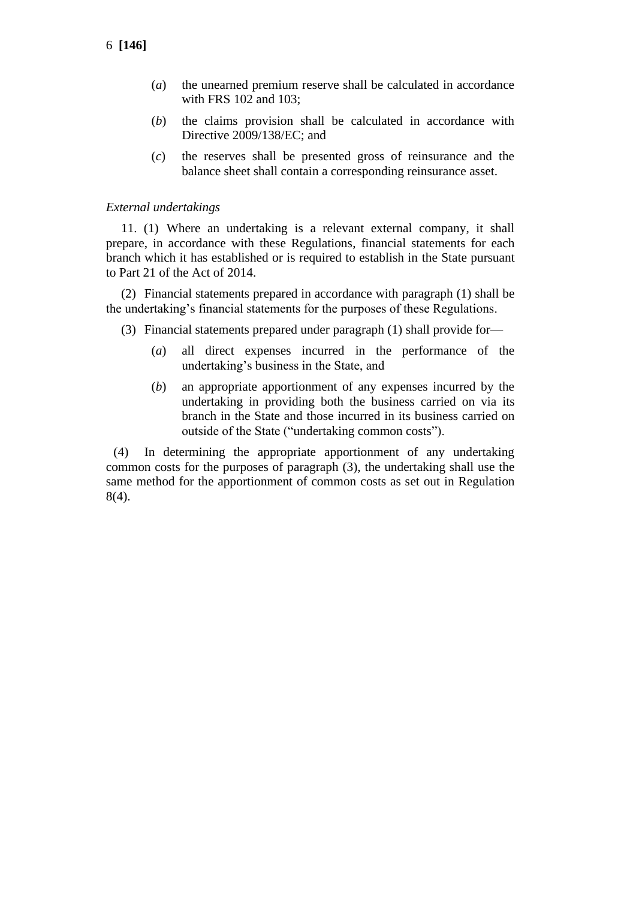(*a*) the unearned premium reserve shall be calculated in accordance with FRS 102 and 103;

(*b*) the claims provision shall be calculated in accordance with Directive 2009/138/EC; and

(*c*) the reserves shall be presented gross of reinsurance and the balance sheet shall contain a corresponding reinsurance asset.

*External undertakings*

11. (1) Where an undertaking is a relevant external company, it shall prepare, in accordance with these Regulations, financial statements for each branch which it has established or is required to establish in the State pursuant to Part 21 of the Act of 2014.

(2) Financial statements prepared in accordance with paragraph (1) shall be the undertaking's financial statements for the purposes of these Regulations.

(3) Financial statements prepared under paragraph (1) shall provide for—

(*a*) all direct expenses incurred in the performance of the undertaking's business in the State, and

(*b*) an appropriate apportionment of any expenses incurred by the undertaking in providing both the business carried on via its branch in the State and those incurred in its business carried on outside of the State ("undertaking common costs").

(4) In determining the appropriate apportionment of any undertaking common costs for the purposes of paragraph (3), the undertaking shall use the same method for the apportionment of common costs as set out in Regulation 8(4).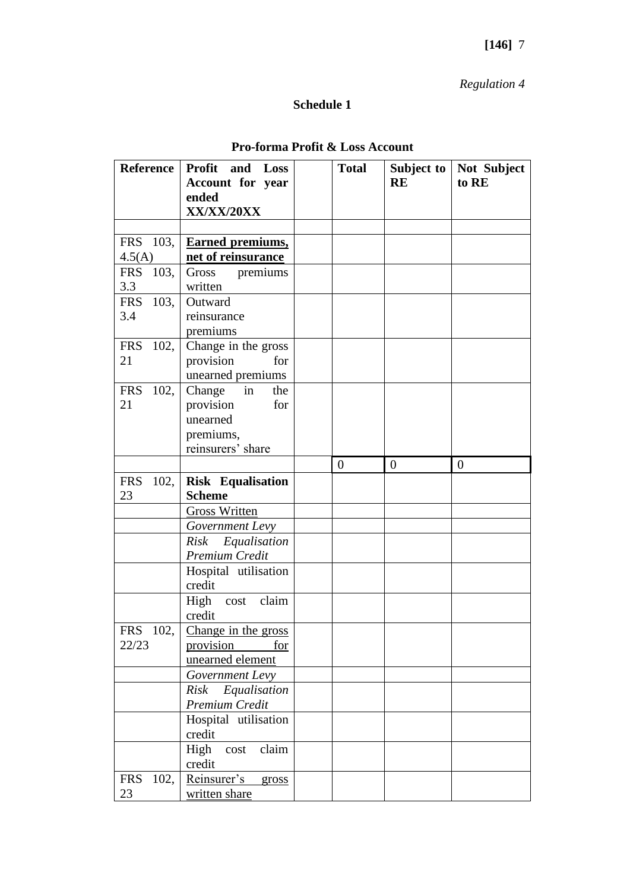*Regulation 4*

## Schedule 1

### Pro-forma Profit & Loss Account

| Reference | Profit and Loss Account for year ended XX/XX/20XX | | Total | Subject to RE | Not Subject to RE |
|---|---|---|---|---|---|
| | | | | | |
| FRS 103, 4.5(A) | **Earned premiums, net of reinsurance** | | | | |
| FRS 103, 3.3 | Gross premiums written | | | | |
| FRS 103, 3.4 | Outward reinsurance premiums | | | | |
| FRS 102, 21 | Change in the gross provision for unearned premiums | | | | |
| FRS 102, 21 | Change in the provision for unearned premiums, reinsurers' share | | | | |
| | | | 0 | 0 | 0 |
| FRS 102, 23 | **Risk Equalisation Scheme** | | | | |
| | Gross Written | | | | |
| | *Government Levy* | | | | |
| | *Risk Equalisation Premium Credit* | | | | |
| | Hospital utilisation credit | | | | |
| | High cost claim credit | | | | |
| FRS 102, 22/23 | Change in the gross provision for unearned element | | | | |
| | *Government Levy* | | | | |
| | *Risk Equalisation Premium Credit* | | | | |
| | Hospital utilisation credit | | | | |
| | High cost claim credit | | | | |
| FRS 102, 23 | Reinsurer's gross written share | | | | |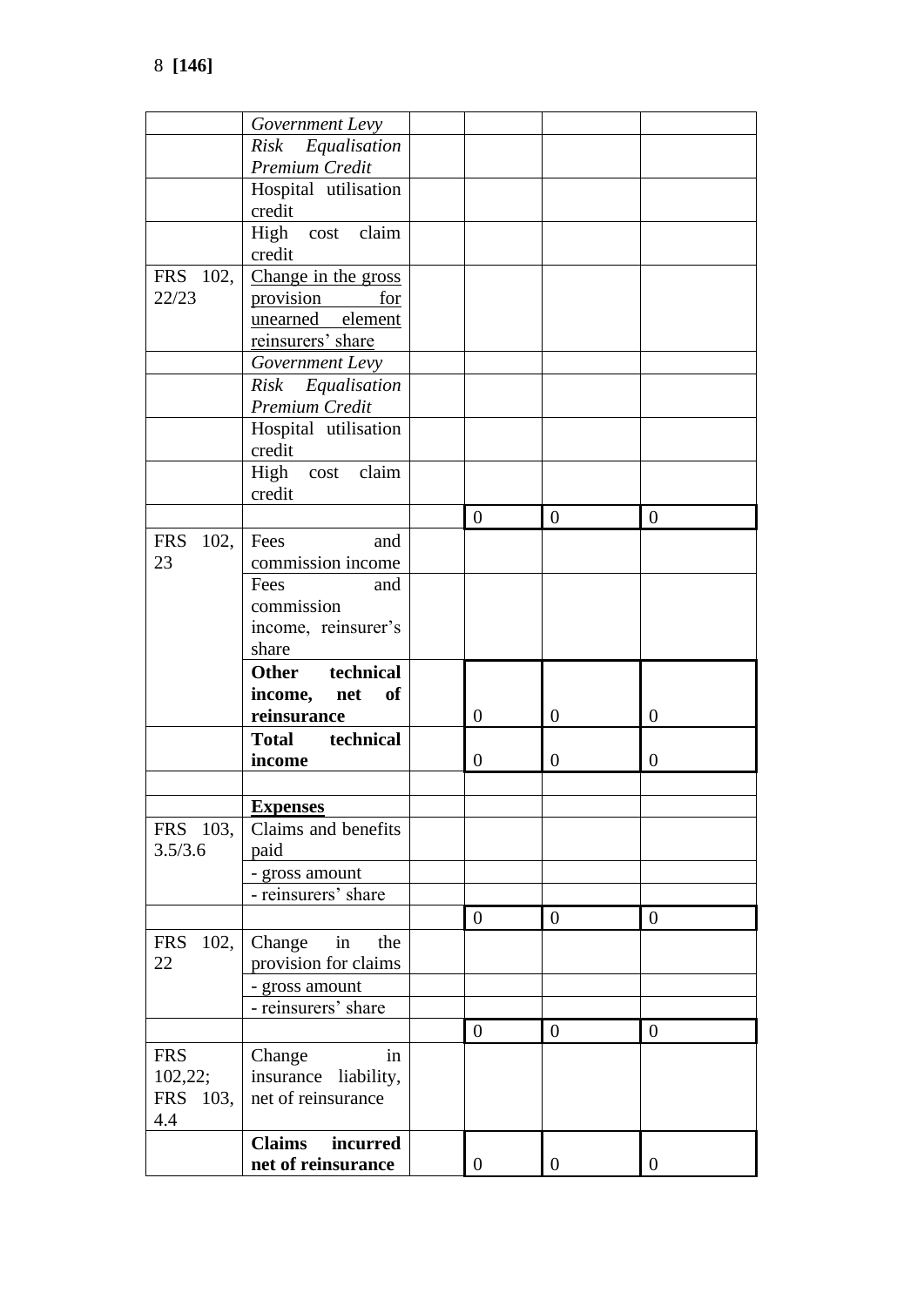| | | | | | |
|---|---|---|---|---|---|
| | *Government Levy* | | | | |
| | *Risk Equalisation Premium Credit* | | | | |
| | Hospital utilisation credit | | | | |
| | High cost claim credit | | | | |
| FRS 102, 22/23 | Change in the gross provision for unearned element reinsurers' share | | | | |
| | *Government Levy* | | | | |
| | *Risk Equalisation Premium Credit* | | | | |
| | Hospital utilisation credit | | | | |
| | High cost claim credit | | | | |
| | | | 0 | 0 | 0 |
| FRS 102, 23 | Fees and commission income | | | | |
| | Fees and commission income, reinsurer's share | | | | |
| | **Other technical income, net of reinsurance** | | 0 | 0 | 0 |
| | **Total technical income** | | 0 | 0 | 0 |
| | | | | | |
| | **Expenses** | | | | |
| FRS 103, 3.5/3.6 | Claims and benefits paid | | | | |
| | - gross amount | | | | |
| | - reinsurers' share | | | | |
| | | | 0 | 0 | 0 |
| FRS 102, 22 | Change in the provision for claims | | | | |
| | - gross amount | | | | |
| | - reinsurers' share | | | | |
| | | | 0 | 0 | 0 |
| FRS 102,22; FRS 103, 4.4 | Change in insurance liability, net of reinsurance | | | | |
| | **Claims incurred net of reinsurance** | | 0 | 0 | 0 |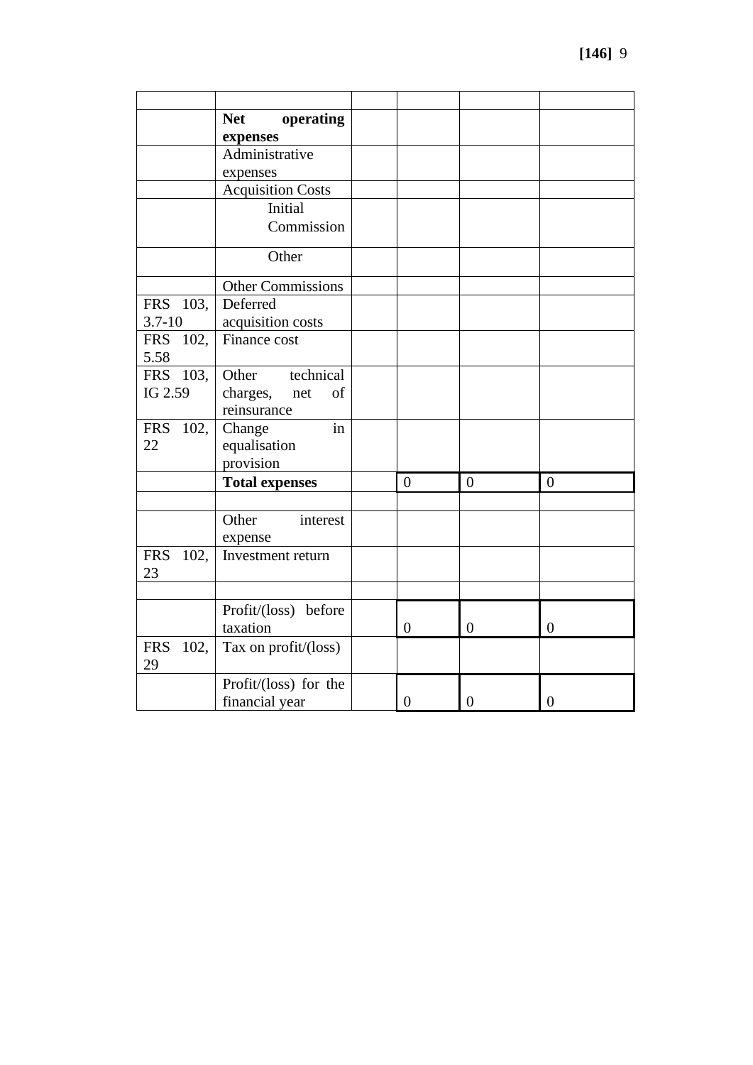| | | | | | |
|---|---|---|---|---|---|
| | **Net operating expenses** | | | | |
| | Administrative expenses | | | | |
| | Acquisition Costs | | | | |
| | Initial Commission | | | | |
| | Other | | | | |
| | Other Commissions | | | | |
| FRS 103, 3.7-10 | Deferred acquisition costs | | | | |
| FRS 102, 5.58 | Finance cost | | | | |
| FRS 103, IG 2.59 | Other technical charges, net of reinsurance | | | | |
| FRS 102, 22 | Change in equalisation provision | | | | |
| | **Total expenses** | | 0 | 0 | 0 |
| | | | | | |
| | Other interest expense | | | | |
| FRS 102, 23 | Investment return | | | | |
| | | | | | |
| | Profit/(loss) before taxation | | 0 | 0 | 0 |
| FRS 102, 29 | Tax on profit/(loss) | | | | |
| | Profit/(loss) for the financial year | | 0 | 0 | 0 |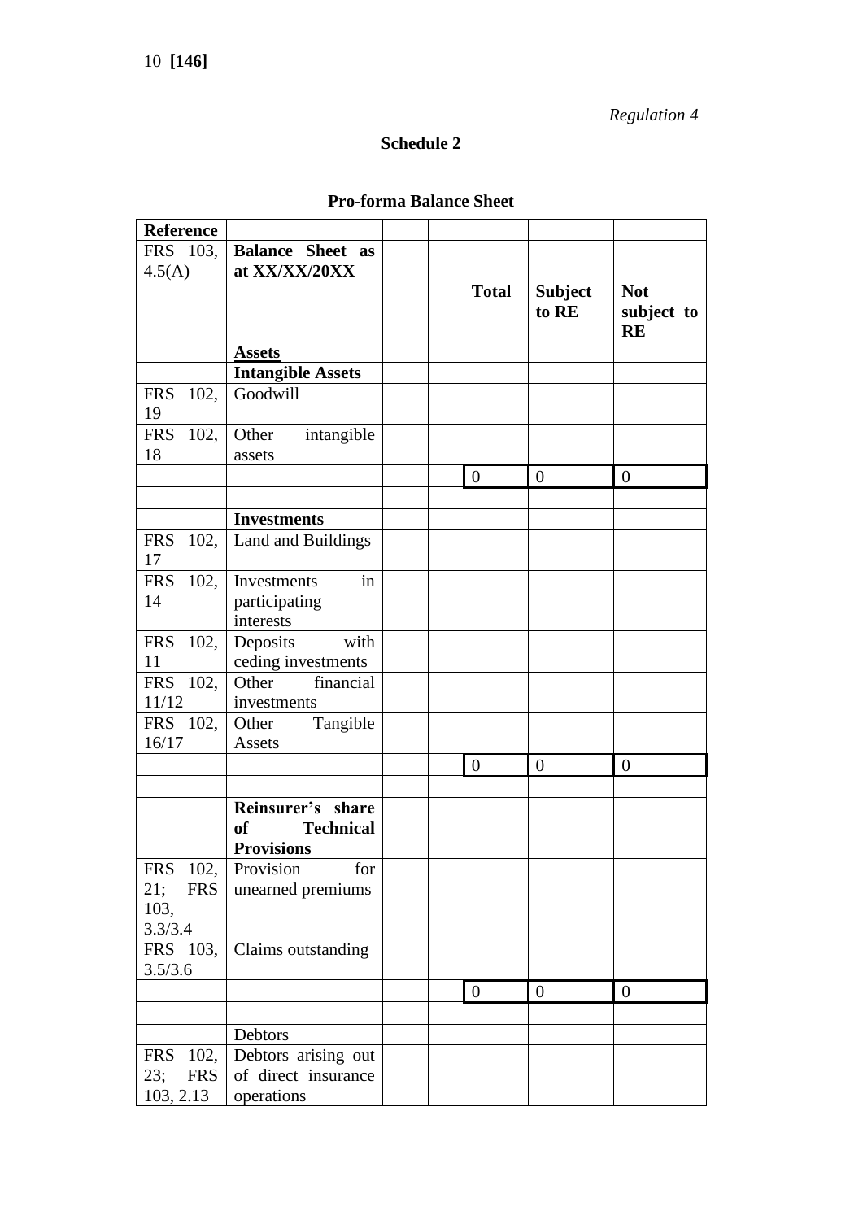*Regulation 4*

**Schedule 2**

**Pro-forma Balance Sheet**

| Reference | | | | | | |
|---|---|---|---|---|---|---|
| FRS 103, 4.5(A) | **Balance Sheet as at XX/XX/20XX** | | | | | |
| | | | | **Total** | **Subject to RE** | **Not subject to RE** |
| | **Assets** | | | | | |
| | **Intangible Assets** | | | | | |
| FRS 102, 19 | Goodwill | | | | | |
| FRS 102, 18 | Other intangible assets | | | | | |
| | | | | 0 | 0 | 0 |
| | | | | | | |
| | **Investments** | | | | | |
| FRS 102, 17 | Land and Buildings | | | | | |
| FRS 102, 14 | Investments in participating interests | | | | | |
| FRS 102, 11 | Deposits with ceding investments | | | | | |
| FRS 102, 11/12 | Other financial investments | | | | | |
| FRS 102, 16/17 | Other Tangible Assets | | | | | |
| | | | | 0 | 0 | 0 |
| | | | | | | |
| | **Reinsurer's share of Technical Provisions** | | | | | |
| FRS 102, 21; FRS 103, 3.3/3.4 | Provision for unearned premiums | | | | | |
| FRS 103, 3.5/3.6 | Claims outstanding | | | | | |
| | | | | 0 | 0 | 0 |
| | | | | | | |
| | Debtors | | | | | |
| FRS 102, 23; FRS 103, 2.13 | Debtors arising out of direct insurance operations | | | | | |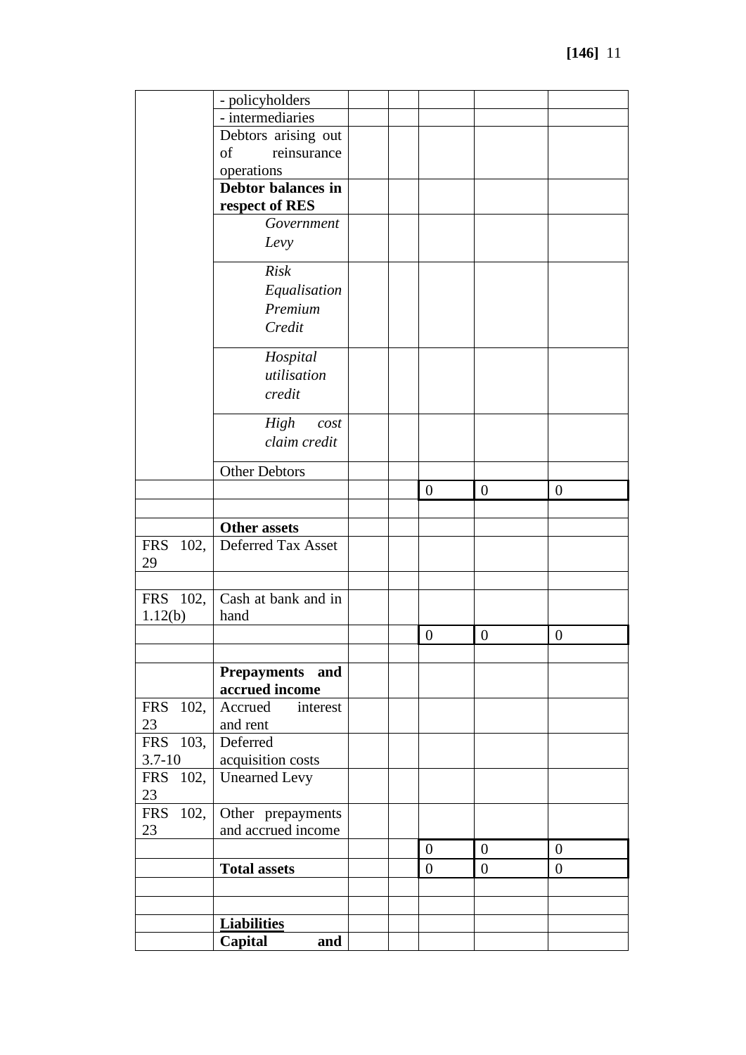| | | | | | | |
|---|---|---|---|---|---|---|
| | - policyholders | | | | | |
| | - intermediaries | | | | | |
| | Debtors arising out of reinsurance operations | | | | | |
| | **Debtor balances in respect of RES** | | | | | |
| | *Government Levy* | | | | | |
| | *Risk Equalisation Premium Credit* | | | | | |
| | *Hospital utilisation credit* | | | | | |
| | *High cost claim credit* | | | | | |
| | Other Debtors | | | | | |
| | | | | 0 | 0 | 0 |
| | | | | | | |
| | **Other assets** | | | | | |
| FRS 102, 29 | Deferred Tax Asset | | | | | |
| | | | | | | |
| FRS 102, 1.12(b) | Cash at bank and in hand | | | | | |
| | | | | 0 | 0 | 0 |
| | | | | | | |
| | **Prepayments and accrued income** | | | | | |
| FRS 102, 23 | Accrued interest and rent | | | | | |
| FRS 103, 3.7-10 | Deferred acquisition costs | | | | | |
| FRS 102, 23 | Unearned Levy | | | | | |
| FRS 102, 23 | Other prepayments and accrued income | | | | | |
| | | | | 0 | 0 | 0 |
| | **Total assets** | | | 0 | 0 | 0 |
| | | | | | | |
| | | | | | | |
| | **Liabilities** | | | | | |
| | **Capital and** | | | | | |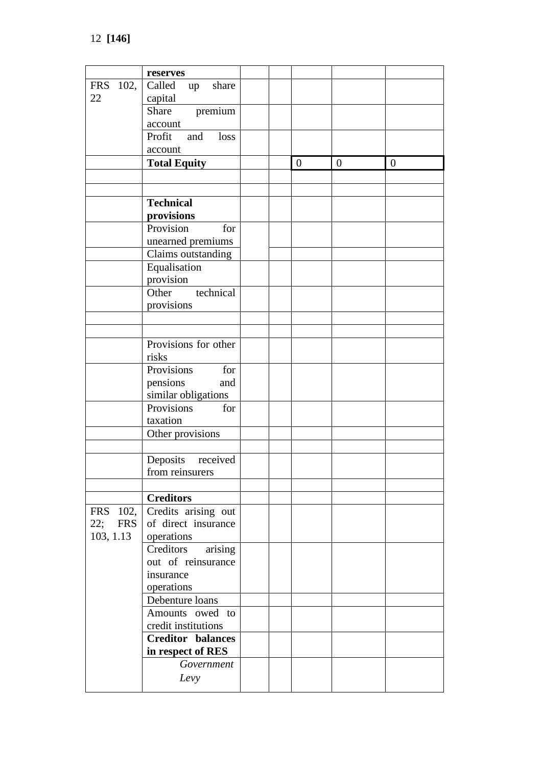12 **[146]**

| | **reserves** | | | | | |
|---|---|---|---|---|---|---|
| FRS 102, 22 | Called up share capital | | | | | |
| | Share premium account | | | | | |
| | Profit and loss account | | | | | |
| | **Total Equity** | | | 0 | 0 | 0 |
| | | | | | | |
| | | | | | | |
| | **Technical provisions** | | | | | |
| | Provision for unearned premiums | | | | | |
| | Claims outstanding | | | | | |
| | Equalisation provision | | | | | |
| | Other technical provisions | | | | | |
| | | | | | | |
| | | | | | | |
| | Provisions for other risks | | | | | |
| | Provisions for pensions and similar obligations | | | | | |
| | Provisions for taxation | | | | | |
| | Other provisions | | | | | |
| | | | | | | |
| | Deposits received from reinsurers | | | | | |
| | | | | | | |
| | **Creditors** | | | | | |
| FRS 102, 22; FRS 103, 1.13 | Credits arising out of direct insurance operations | | | | | |
| | Creditors arising out of reinsurance insurance operations | | | | | |
| | Debenture loans | | | | | |
| | Amounts owed to credit institutions | | | | | |
| | **Creditor balances in respect of RES** | | | | | |
| | *Government Levy* | | | | | |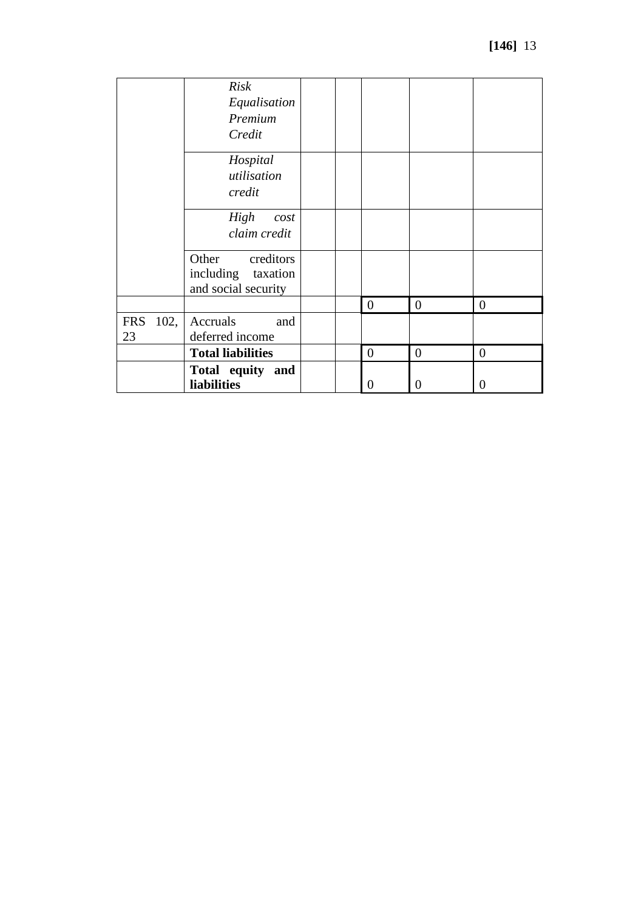| | | | | | | |
|---|---|---|---|---|---|---|
| | *Risk Equalisation Premium Credit* | | | | | |
| | *Hospital utilisation credit* | | | | | |
| | *High cost claim credit* | | | | | |
| | Other creditors including taxation and social security | | | | | |
| | | | | 0 | 0 | 0 |
| FRS 102, 23 | Accruals and deferred income | | | | | |
| | **Total liabilities** | | | 0 | 0 | 0 |
| | **Total equity and liabilities** | | | 0 | 0 | 0 |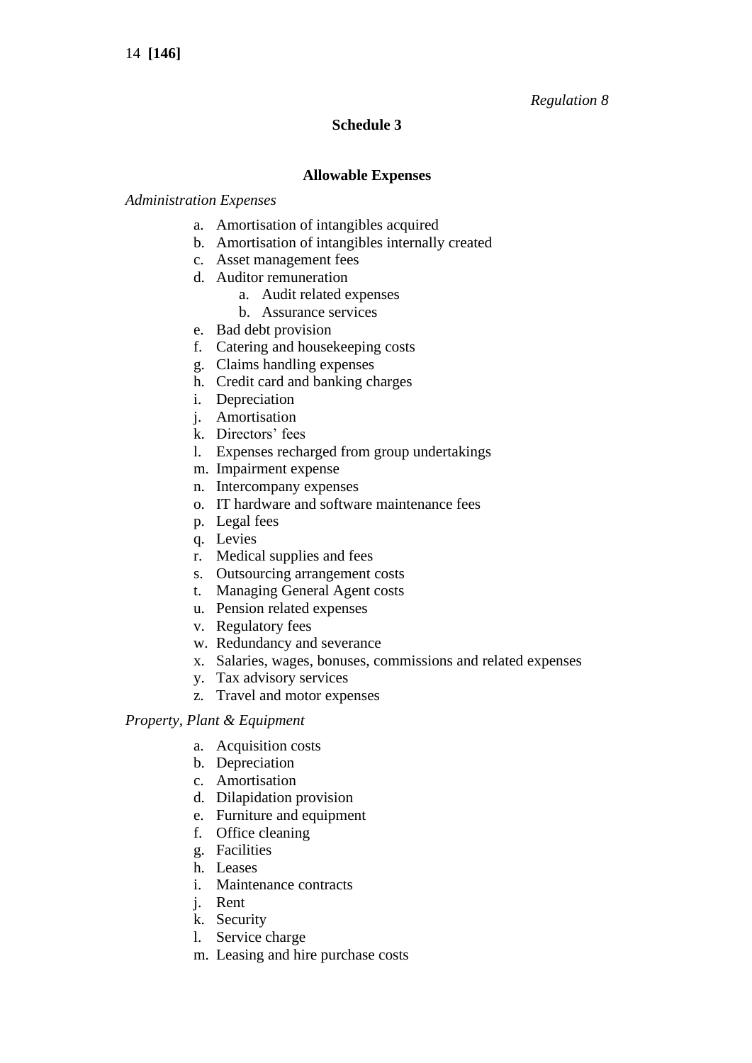*Regulation 8*

## Schedule 3

### Allowable Expenses

*Administration Expenses*

a. Amortisation of intangibles acquired
b. Amortisation of intangibles internally created
c. Asset management fees
d. Auditor remuneration
    a. Audit related expenses
    b. Assurance services
e. Bad debt provision
f. Catering and housekeeping costs
g. Claims handling expenses
h. Credit card and banking charges
i. Depreciation
j. Amortisation
k. Directors' fees
l. Expenses recharged from group undertakings
m. Impairment expense
n. Intercompany expenses
o. IT hardware and software maintenance fees
p. Legal fees
q. Levies
r. Medical supplies and fees
s. Outsourcing arrangement costs
t. Managing General Agent costs
u. Pension related expenses
v. Regulatory fees
w. Redundancy and severance
x. Salaries, wages, bonuses, commissions and related expenses
y. Tax advisory services
z. Travel and motor expenses

*Property, Plant & Equipment*

a. Acquisition costs
b. Depreciation
c. Amortisation
d. Dilapidation provision
e. Furniture and equipment
f. Office cleaning
g. Facilities
h. Leases
i. Maintenance contracts
j. Rent
k. Security
l. Service charge
m. Leasing and hire purchase costs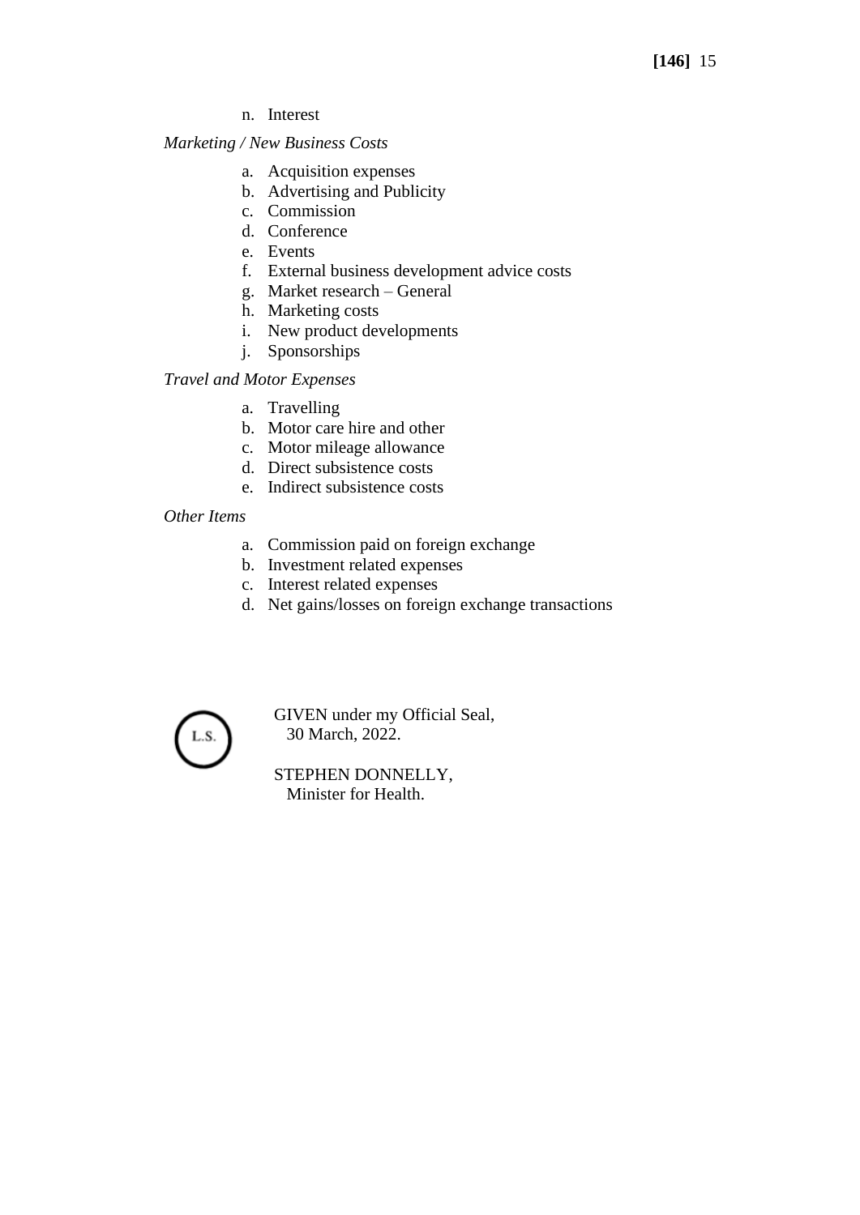n. Interest

*Marketing / New Business Costs*

a. Acquisition expenses
b. Advertising and Publicity
c. Commission
d. Conference
e. Events
f. External business development advice costs
g. Market research – General
h. Marketing costs
i. New product developments
j. Sponsorships

*Travel and Motor Expenses*

a. Travelling
b. Motor care hire and other
c. Motor mileage allowance
d. Direct subsistence costs
e. Indirect subsistence costs

*Other Items*

a. Commission paid on foreign exchange
b. Investment related expenses
c. Interest related expenses
d. Net gains/losses on foreign exchange transactions

L.S.

GIVEN under my Official Seal,
30 March, 2022.

STEPHEN DONNELLY,
Minister for Health.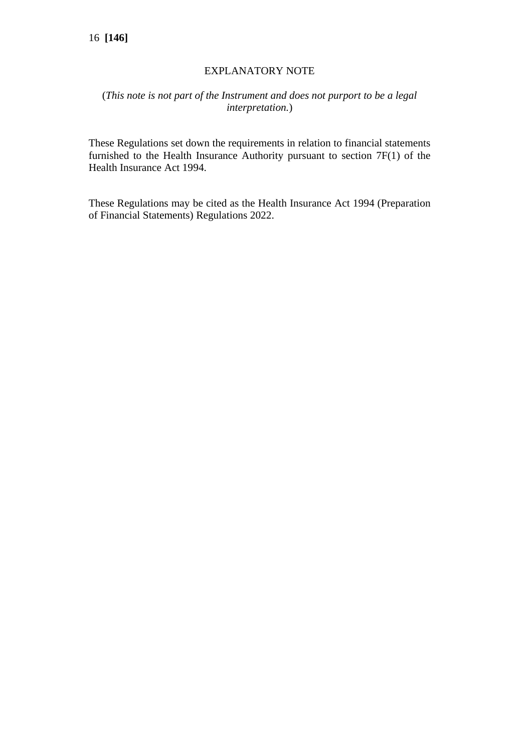EXPLANATORY NOTE

(*This note is not part of the Instrument and does not purport to be a legal interpretation.*)

These Regulations set down the requirements in relation to financial statements furnished to the Health Insurance Authority pursuant to section 7F(1) of the Health Insurance Act 1994.

These Regulations may be cited as the Health Insurance Act 1994 (Preparation of Financial Statements) Regulations 2022.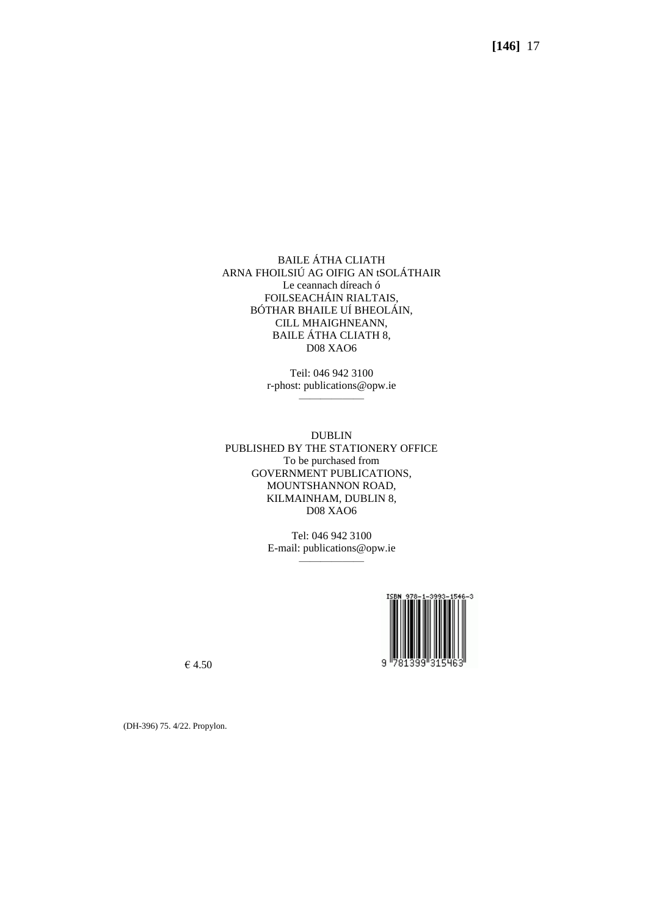BAILE ÁTHA CLIATH
ARNA FHOILSIÚ AG OIFIG AN tSOLÁTHAIR
Le ceannach díreach ó
FOILSEACHÁIN RIALTAIS,
BÓTHAR BHAILE UÍ BHEOLÁIN,
CILL MHAIGHNEANN,
BAILE ÁTHA CLIATH 8,
D08 XAO6

Teil: 046 942 3100
r-phost: publications@opw.ie

---

DUBLIN
PUBLISHED BY THE STATIONERY OFFICE
To be purchased from
GOVERNMENT PUBLICATIONS,
MOUNTSHANNON ROAD,
KILMAINHAM, DUBLIN 8,
D08 XAO6

Tel: 046 942 3100
E-mail: publications@opw.ie

---

ISBN 978-1-3993-1546-3

9 781399 315463

€ 4.50

(DH-396) 75. 4/22. Propylon.